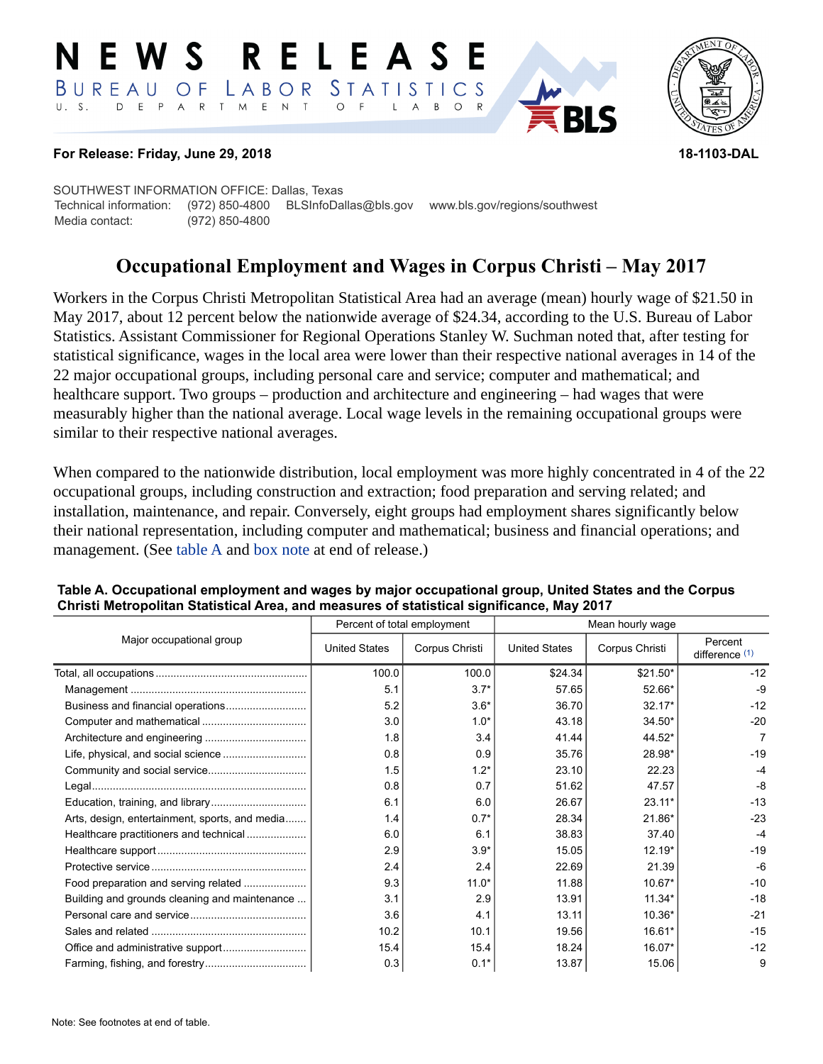# NEWS RELEASE

BUREAU OF LABOR STATISTICS
U. S. DEPARTMENT OF LABOR

**For Release: Friday, June 29, 2018** **18-1103-DAL**

SOUTHWEST INFORMATION OFFICE: Dallas, Texas
Technical information: (972) 850-4800 BLSInfoDallas@bls.gov www.bls.gov/regions/southwest
Media contact: (972) 850-4800

## Occupational Employment and Wages in Corpus Christi – May 2017

Workers in the Corpus Christi Metropolitan Statistical Area had an average (mean) hourly wage of $21.50 in May 2017, about 12 percent below the nationwide average of $24.34, according to the U.S. Bureau of Labor Statistics. Assistant Commissioner for Regional Operations Stanley W. Suchman noted that, after testing for statistical significance, wages in the local area were lower than their respective national averages in 14 of the 22 major occupational groups, including personal care and service; computer and mathematical; and healthcare support. Two groups – production and architecture and engineering – had wages that were measurably higher than the national average. Local wage levels in the remaining occupational groups were similar to their respective national averages.

When compared to the nationwide distribution, local employment was more highly concentrated in 4 of the 22 occupational groups, including construction and extraction; food preparation and serving related; and installation, maintenance, and repair. Conversely, eight groups had employment shares significantly below their national representation, including computer and mathematical; business and financial operations; and management. (See table A and box note at end of release.)

**Table A. Occupational employment and wages by major occupational group, United States and the Corpus Christi Metropolitan Statistical Area, and measures of statistical significance, May 2017**

| Major occupational group | Percent of total employment | | Mean hourly wage | | |
|---|---|---|---|---|---|
| | United States | Corpus Christi | United States | Corpus Christi | Percent difference (1) |
| Total, all occupations | 100.0 | 100.0 | $24.34 | $21.50* | -12 |
| Management | 5.1 | 3.7* | 57.65 | 52.66* | -9 |
| Business and financial operations | 5.2 | 3.6* | 36.70 | 32.17* | -12 |
| Computer and mathematical | 3.0 | 1.0* | 43.18 | 34.50* | -20 |
| Architecture and engineering | 1.8 | 3.4 | 41.44 | 44.52* | 7 |
| Life, physical, and social science | 0.8 | 0.9 | 35.76 | 28.98* | -19 |
| Community and social service | 1.5 | 1.2* | 23.10 | 22.23 | -4 |
| Legal | 0.8 | 0.7 | 51.62 | 47.57 | -8 |
| Education, training, and library | 6.1 | 6.0 | 26.67 | 23.11* | -13 |
| Arts, design, entertainment, sports, and media | 1.4 | 0.7* | 28.34 | 21.86* | -23 |
| Healthcare practitioners and technical | 6.0 | 6.1 | 38.83 | 37.40 | -4 |
| Healthcare support | 2.9 | 3.9* | 15.05 | 12.19* | -19 |
| Protective service | 2.4 | 2.4 | 22.69 | 21.39 | -6 |
| Food preparation and serving related | 9.3 | 11.0* | 11.88 | 10.67* | -10 |
| Building and grounds cleaning and maintenance | 3.1 | 2.9 | 13.91 | 11.34* | -18 |
| Personal care and service | 3.6 | 4.1 | 13.11 | 10.36* | -21 |
| Sales and related | 10.2 | 10.1 | 19.56 | 16.61* | -15 |
| Office and administrative support | 15.4 | 15.4 | 18.24 | 16.07* | -12 |
| Farming, fishing, and forestry | 0.3 | 0.1* | 13.87 | 15.06 | 9 |

Note: See footnotes at end of table.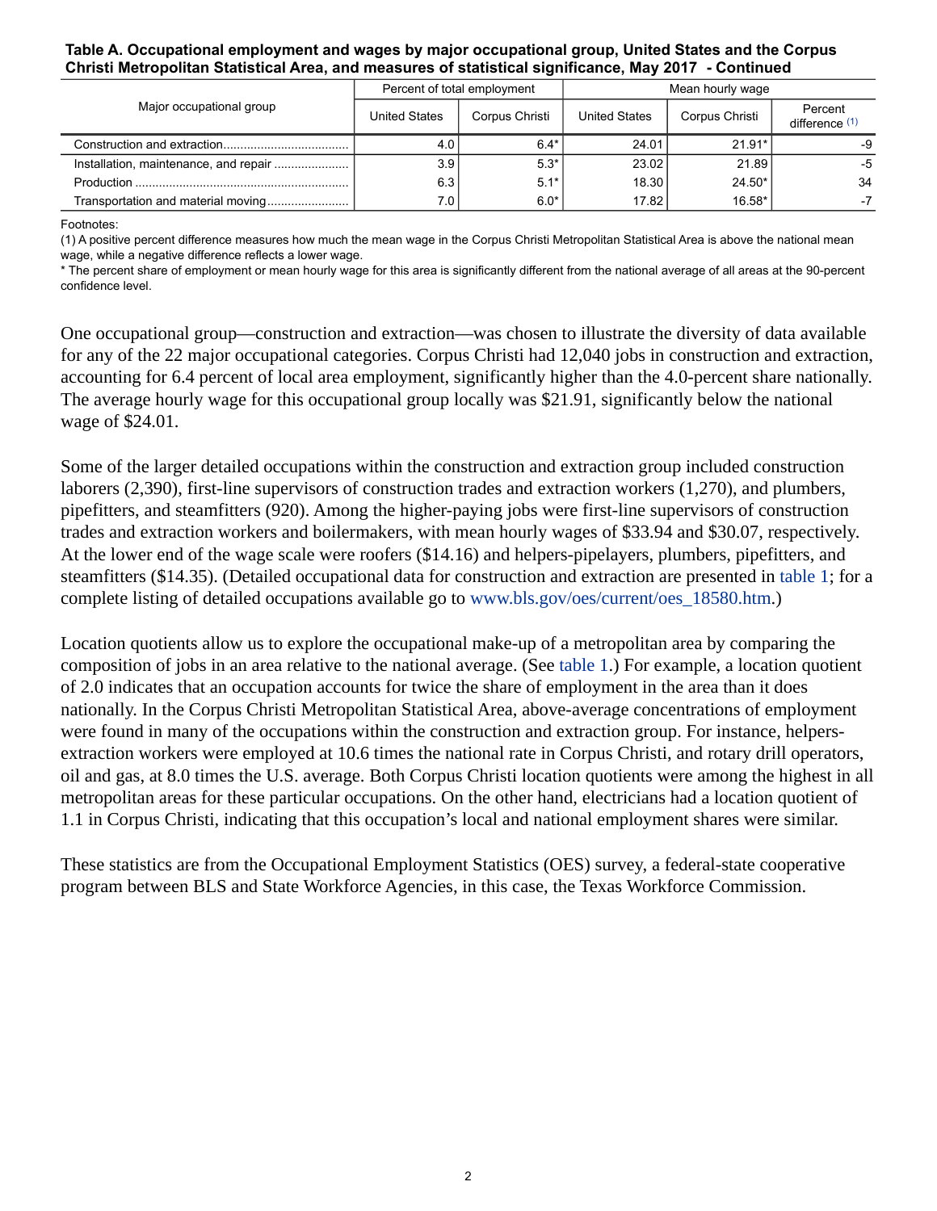**Table A. Occupational employment and wages by major occupational group, United States and the Corpus Christi Metropolitan Statistical Area, and measures of statistical significance, May 2017 - Continued**

| Major occupational group | Percent of total employment | | Mean hourly wage | | |
|---|---|---|---|---|---|
| | United States | Corpus Christi | United States | Corpus Christi | Percent difference (1) |
| Construction and extraction | 4.0 | 6.4* | 24.01 | 21.91* | -9 |
| Installation, maintenance, and repair | 3.9 | 5.3* | 23.02 | 21.89 | -5 |
| Production | 6.3 | 5.1* | 18.30 | 24.50* | 34 |
| Transportation and material moving | 7.0 | 6.0* | 17.82 | 16.58* | -7 |

Footnotes:
(1) A positive percent difference measures how much the mean wage in the Corpus Christi Metropolitan Statistical Area is above the national mean wage, while a negative difference reflects a lower wage.
* The percent share of employment or mean hourly wage for this area is significantly different from the national average of all areas at the 90-percent confidence level.

One occupational group—construction and extraction—was chosen to illustrate the diversity of data available for any of the 22 major occupational categories. Corpus Christi had 12,040 jobs in construction and extraction, accounting for 6.4 percent of local area employment, significantly higher than the 4.0-percent share nationally. The average hourly wage for this occupational group locally was $21.91, significantly below the national wage of $24.01.

Some of the larger detailed occupations within the construction and extraction group included construction laborers (2,390), first-line supervisors of construction trades and extraction workers (1,270), and plumbers, pipefitters, and steamfitters (920). Among the higher-paying jobs were first-line supervisors of construction trades and extraction workers and boilermakers, with mean hourly wages of $33.94 and $30.07, respectively. At the lower end of the wage scale were roofers ($14.16) and helpers-pipelayers, plumbers, pipefitters, and steamfitters ($14.35). (Detailed occupational data for construction and extraction are presented in table 1; for a complete listing of detailed occupations available go to www.bls.gov/oes/current/oes_18580.htm.)

Location quotients allow us to explore the occupational make-up of a metropolitan area by comparing the composition of jobs in an area relative to the national average. (See table 1.) For example, a location quotient of 2.0 indicates that an occupation accounts for twice the share of employment in the area than it does nationally. In the Corpus Christi Metropolitan Statistical Area, above-average concentrations of employment were found in many of the occupations within the construction and extraction group. For instance, helpers-extraction workers were employed at 10.6 times the national rate in Corpus Christi, and rotary drill operators, oil and gas, at 8.0 times the U.S. average. Both Corpus Christi location quotients were among the highest in all metropolitan areas for these particular occupations. On the other hand, electricians had a location quotient of 1.1 in Corpus Christi, indicating that this occupation's local and national employment shares were similar.

These statistics are from the Occupational Employment Statistics (OES) survey, a federal-state cooperative program between BLS and State Workforce Agencies, in this case, the Texas Workforce Commission.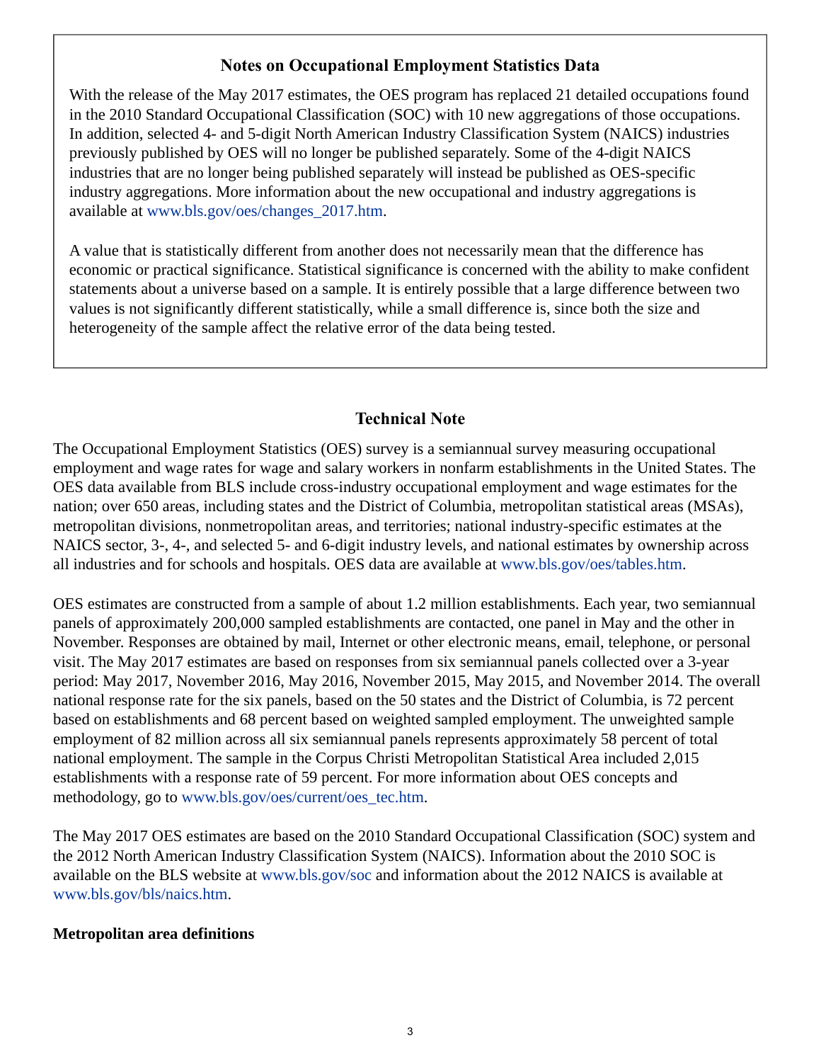## Notes on Occupational Employment Statistics Data

With the release of the May 2017 estimates, the OES program has replaced 21 detailed occupations found in the 2010 Standard Occupational Classification (SOC) with 10 new aggregations of those occupations. In addition, selected 4- and 5-digit North American Industry Classification System (NAICS) industries previously published by OES will no longer be published separately. Some of the 4-digit NAICS industries that are no longer being published separately will instead be published as OES-specific industry aggregations. More information about the new occupational and industry aggregations is available at www.bls.gov/oes/changes_2017.htm.

A value that is statistically different from another does not necessarily mean that the difference has economic or practical significance. Statistical significance is concerned with the ability to make confident statements about a universe based on a sample. It is entirely possible that a large difference between two values is not significantly different statistically, while a small difference is, since both the size and heterogeneity of the sample affect the relative error of the data being tested.

## Technical Note

The Occupational Employment Statistics (OES) survey is a semiannual survey measuring occupational employment and wage rates for wage and salary workers in nonfarm establishments in the United States. The OES data available from BLS include cross-industry occupational employment and wage estimates for the nation; over 650 areas, including states and the District of Columbia, metropolitan statistical areas (MSAs), metropolitan divisions, nonmetropolitan areas, and territories; national industry-specific estimates at the NAICS sector, 3-, 4-, and selected 5- and 6-digit industry levels, and national estimates by ownership across all industries and for schools and hospitals. OES data are available at www.bls.gov/oes/tables.htm.

OES estimates are constructed from a sample of about 1.2 million establishments. Each year, two semiannual panels of approximately 200,000 sampled establishments are contacted, one panel in May and the other in November. Responses are obtained by mail, Internet or other electronic means, email, telephone, or personal visit. The May 2017 estimates are based on responses from six semiannual panels collected over a 3-year period: May 2017, November 2016, May 2016, November 2015, May 2015, and November 2014. The overall national response rate for the six panels, based on the 50 states and the District of Columbia, is 72 percent based on establishments and 68 percent based on weighted sampled employment. The unweighted sample employment of 82 million across all six semiannual panels represents approximately 58 percent of total national employment. The sample in the Corpus Christi Metropolitan Statistical Area included 2,015 establishments with a response rate of 59 percent. For more information about OES concepts and methodology, go to www.bls.gov/oes/current/oes_tec.htm.

The May 2017 OES estimates are based on the 2010 Standard Occupational Classification (SOC) system and the 2012 North American Industry Classification System (NAICS). Information about the 2010 SOC is available on the BLS website at www.bls.gov/soc and information about the 2012 NAICS is available at www.bls.gov/bls/naics.htm.

### Metropolitan area definitions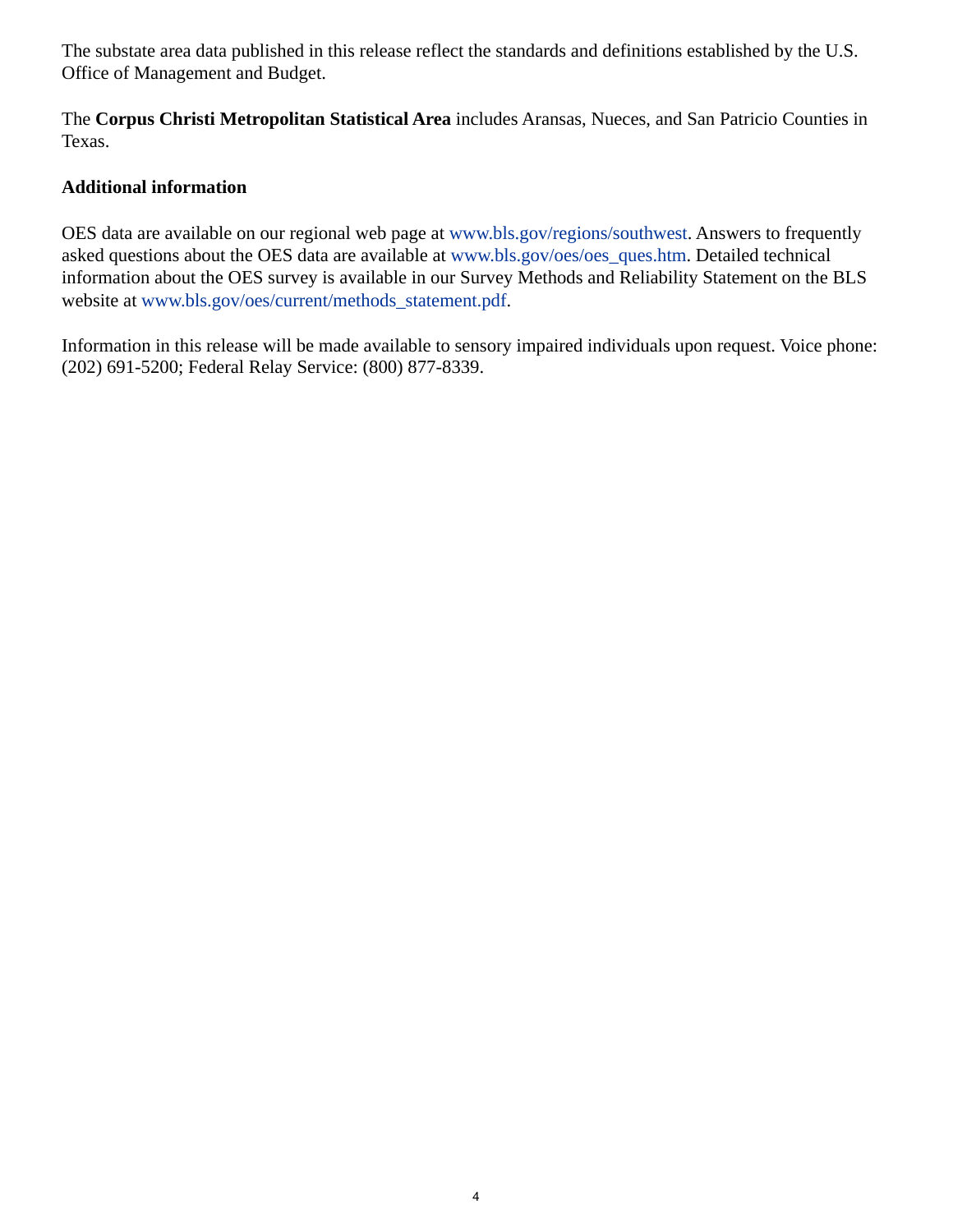The substate area data published in this release reflect the standards and definitions established by the U.S. Office of Management and Budget.

The **Corpus Christi Metropolitan Statistical Area** includes Aransas, Nueces, and San Patricio Counties in Texas.

**Additional information**

OES data are available on our regional web page at www.bls.gov/regions/southwest. Answers to frequently asked questions about the OES data are available at www.bls.gov/oes/oes_ques.htm. Detailed technical information about the OES survey is available in our Survey Methods and Reliability Statement on the BLS website at www.bls.gov/oes/current/methods_statement.pdf.

Information in this release will be made available to sensory impaired individuals upon request. Voice phone: (202) 691-5200; Federal Relay Service: (800) 877-8339.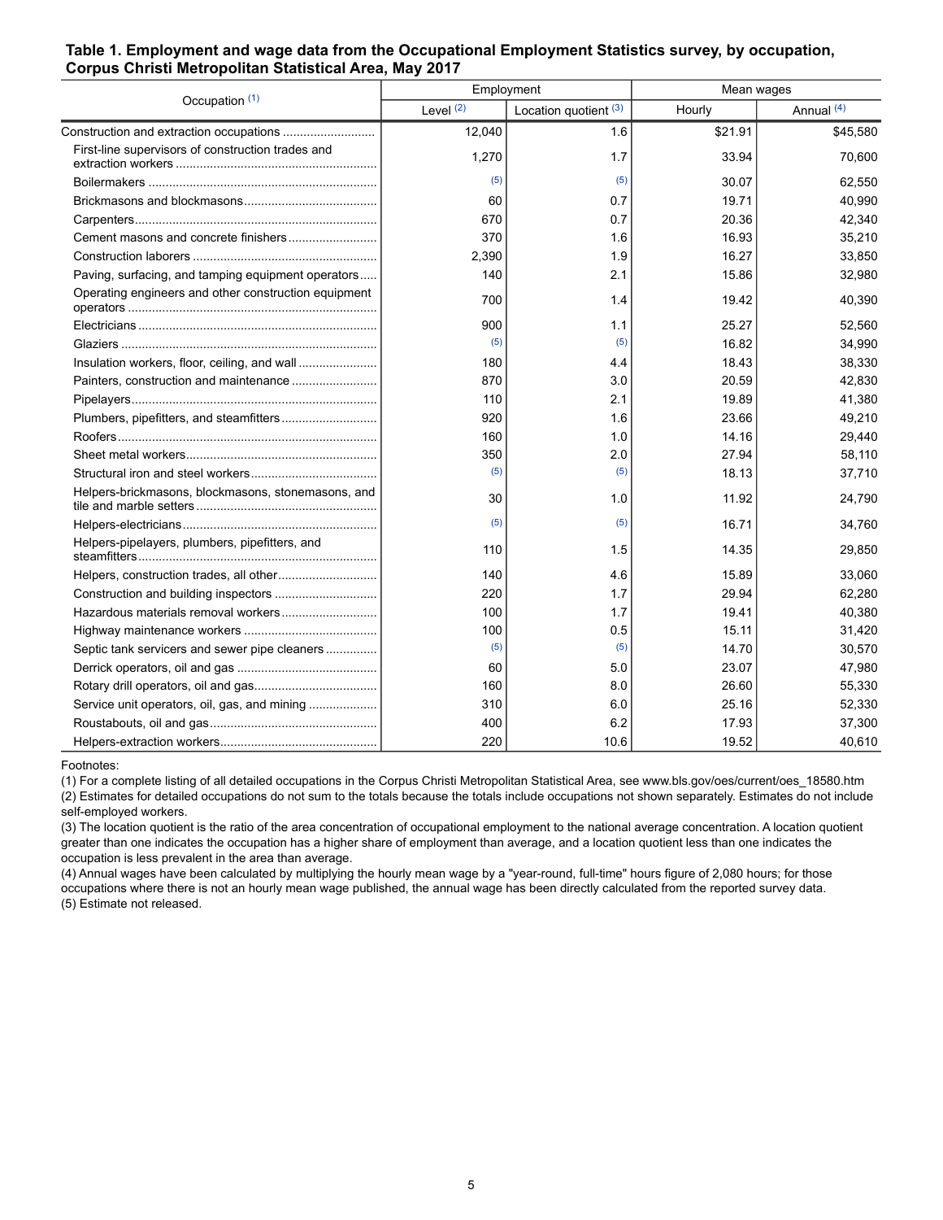### Table 1. Employment and wage data from the Occupational Employment Statistics survey, by occupation, Corpus Christi Metropolitan Statistical Area, May 2017

| Occupation [(1)] | Employment | | Mean wages | |
|---|---|---|---|---|
| | Level [(2)] | Location quotient [(3)] | Hourly | Annual [(4)] |
| Construction and extraction occupations | 12,040 | 1.6 | $21.91 | $45,580 |
| First-line supervisors of construction trades and extraction workers | 1,270 | 1.7 | 33.94 | 70,600 |
| Boilermakers | (5) | (5) | 30.07 | 62,550 |
| Brickmasons and blockmasons | 60 | 0.7 | 19.71 | 40,990 |
| Carpenters | 670 | 0.7 | 20.36 | 42,340 |
| Cement masons and concrete finishers | 370 | 1.6 | 16.93 | 35,210 |
| Construction laborers | 2,390 | 1.9 | 16.27 | 33,850 |
| Paving, surfacing, and tamping equipment operators | 140 | 2.1 | 15.86 | 32,980 |
| Operating engineers and other construction equipment operators | 700 | 1.4 | 19.42 | 40,390 |
| Electricians | 900 | 1.1 | 25.27 | 52,560 |
| Glaziers | (5) | (5) | 16.82 | 34,990 |
| Insulation workers, floor, ceiling, and wall | 180 | 4.4 | 18.43 | 38,330 |
| Painters, construction and maintenance | 870 | 3.0 | 20.59 | 42,830 |
| Pipelayers | 110 | 2.1 | 19.89 | 41,380 |
| Plumbers, pipefitters, and steamfitters | 920 | 1.6 | 23.66 | 49,210 |
| Roofers | 160 | 1.0 | 14.16 | 29,440 |
| Sheet metal workers | 350 | 2.0 | 27.94 | 58,110 |
| Structural iron and steel workers | (5) | (5) | 18.13 | 37,710 |
| Helpers-brickmasons, blockmasons, stonemasons, and tile and marble setters | 30 | 1.0 | 11.92 | 24,790 |
| Helpers-electricians | (5) | (5) | 16.71 | 34,760 |
| Helpers-pipelayers, plumbers, pipefitters, and steamfitters | 110 | 1.5 | 14.35 | 29,850 |
| Helpers, construction trades, all other | 140 | 4.6 | 15.89 | 33,060 |
| Construction and building inspectors | 220 | 1.7 | 29.94 | 62,280 |
| Hazardous materials removal workers | 100 | 1.7 | 19.41 | 40,380 |
| Highway maintenance workers | 100 | 0.5 | 15.11 | 31,420 |
| Septic tank servicers and sewer pipe cleaners | (5) | (5) | 14.70 | 30,570 |
| Derrick operators, oil and gas | 60 | 5.0 | 23.07 | 47,980 |
| Rotary drill operators, oil and gas | 160 | 8.0 | 26.60 | 55,330 |
| Service unit operators, oil, gas, and mining | 310 | 6.0 | 25.16 | 52,330 |
| Roustabouts, oil and gas | 400 | 6.2 | 17.93 | 37,300 |
| Helpers-extraction workers | 220 | 10.6 | 19.52 | 40,610 |

Footnotes:

(1) For a complete listing of all detailed occupations in the Corpus Christi Metropolitan Statistical Area, see www.bls.gov/oes/current/oes_18580.htm

(2) Estimates for detailed occupations do not sum to the totals because the totals include occupations not shown separately. Estimates do not include self-employed workers.

(3) The location quotient is the ratio of the area concentration of occupational employment to the national average concentration. A location quotient greater than one indicates the occupation has a higher share of employment than average, and a location quotient less than one indicates the occupation is less prevalent in the area than average.

(4) Annual wages have been calculated by multiplying the hourly mean wage by a "year-round, full-time" hours figure of 2,080 hours; for those occupations where there is not an hourly mean wage published, the annual wage has been directly calculated from the reported survey data.

(5) Estimate not released.